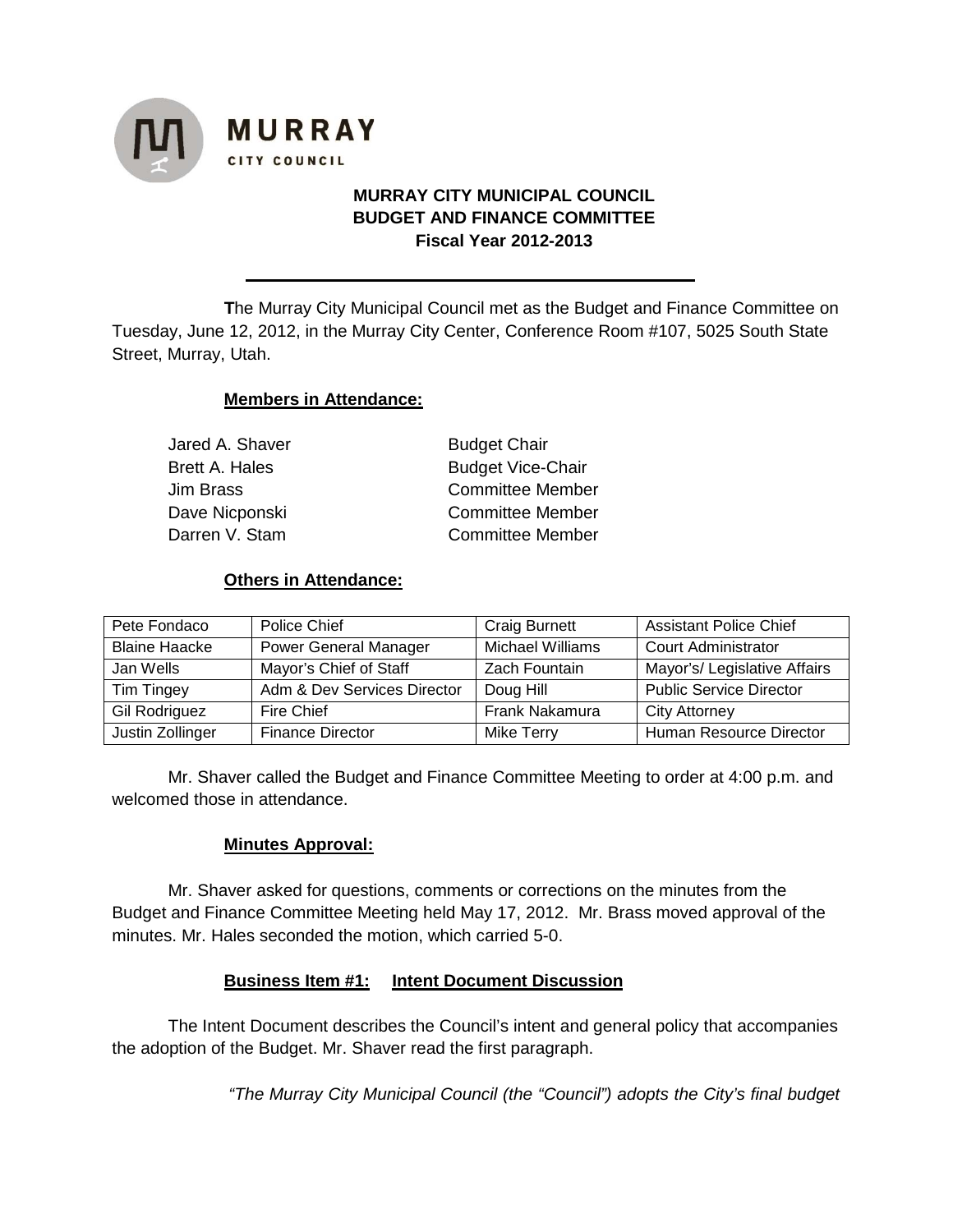**MURRAY**
CITY COUNCIL

# MURRAY CITY MUNICIPAL COUNCIL
# BUDGET AND FINANCE COMMITTEE
## Fiscal Year 2012-2013

---

**T**he Murray City Municipal Council met as the Budget and Finance Committee on Tuesday, June 12, 2012, in the Murray City Center, Conference Room #107, 5025 South State Street, Murray, Utah.

**Members in Attendance:**

| | |
|---|---|
| Jared A. Shaver | Budget Chair |
| Brett A. Hales | Budget Vice-Chair |
| Jim Brass | Committee Member |
| Dave Nicponski | Committee Member |
| Darren V. Stam | Committee Member |

**Others in Attendance:**

| | | | |
|---|---|---|---|
| Pete Fondaco | Police Chief | Craig Burnett | Assistant Police Chief |
| Blaine Haacke | Power General Manager | Michael Williams | Court Administrator |
| Jan Wells | Mayor's Chief of Staff | Zach Fountain | Mayor's/ Legislative Affairs |
| Tim Tingey | Adm & Dev Services Director | Doug Hill | Public Service Director |
| Gil Rodriguez | Fire Chief | Frank Nakamura | City Attorney |
| Justin Zollinger | Finance Director | Mike Terry | Human Resource Director |

Mr. Shaver called the Budget and Finance Committee Meeting to order at 4:00 p.m. and welcomed those in attendance.

**Minutes Approval:**

Mr. Shaver asked for questions, comments or corrections on the minutes from the Budget and Finance Committee Meeting held May 17, 2012. Mr. Brass moved approval of the minutes. Mr. Hales seconded the motion, which carried 5-0.

**Business Item #1: Intent Document Discussion**

The Intent Document describes the Council's intent and general policy that accompanies the adoption of the Budget. Mr. Shaver read the first paragraph.

*"The Murray City Municipal Council (the "Council") adopts the City's final budget*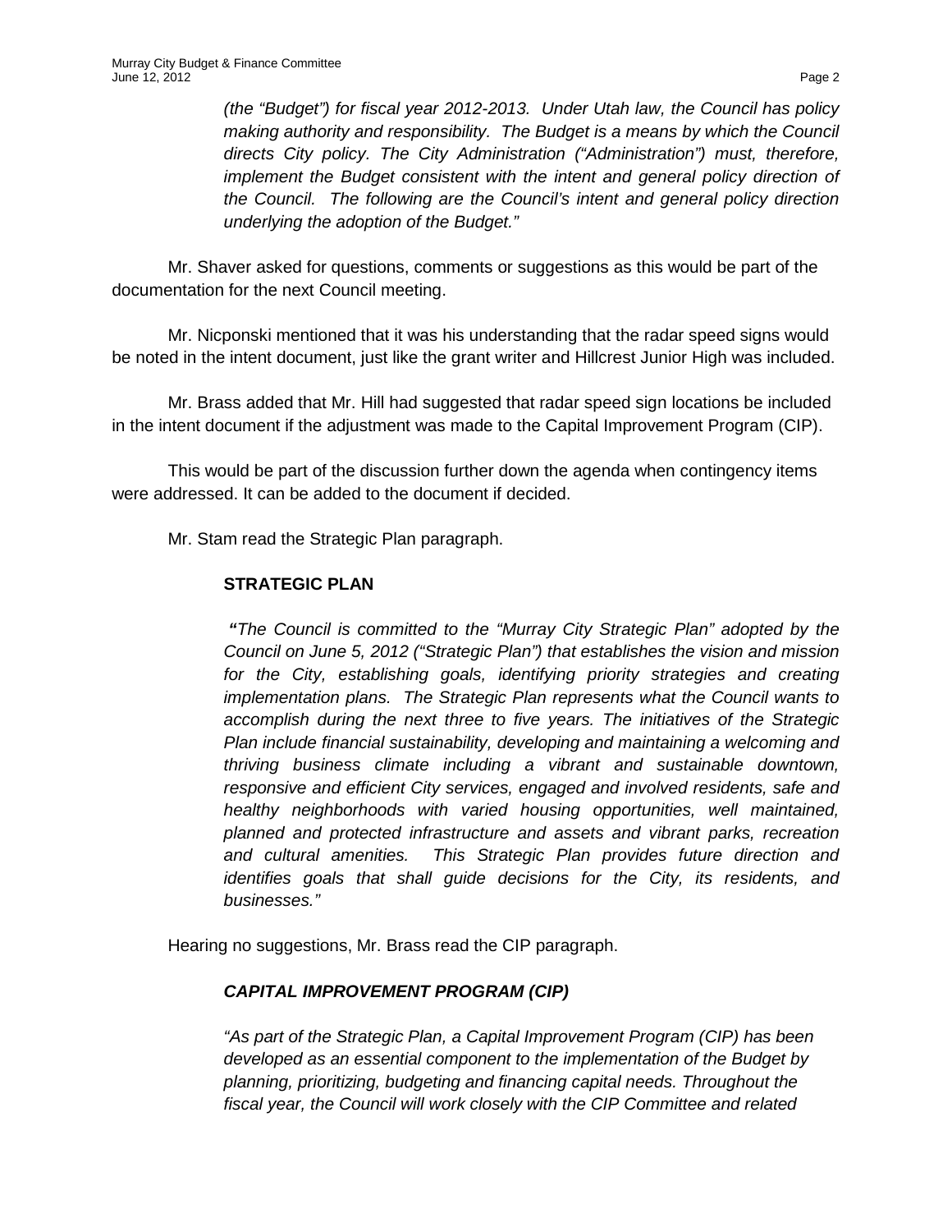*(the "Budget") for fiscal year 2012-2013. Under Utah law, the Council has policy making authority and responsibility. The Budget is a means by which the Council directs City policy. The City Administration ("Administration") must, therefore, implement the Budget consistent with the intent and general policy direction of the Council. The following are the Council's intent and general policy direction underlying the adoption of the Budget."*

Mr. Shaver asked for questions, comments or suggestions as this would be part of the documentation for the next Council meeting.

Mr. Nicponski mentioned that it was his understanding that the radar speed signs would be noted in the intent document, just like the grant writer and Hillcrest Junior High was included.

Mr. Brass added that Mr. Hill had suggested that radar speed sign locations be included in the intent document if the adjustment was made to the Capital Improvement Program (CIP).

This would be part of the discussion further down the agenda when contingency items were addressed. It can be added to the document if decided.

Mr. Stam read the Strategic Plan paragraph.

**STRATEGIC PLAN**

***"****The Council is committed to the "Murray City Strategic Plan" adopted by the Council on June 5, 2012 ("Strategic Plan") that establishes the vision and mission for the City, establishing goals, identifying priority strategies and creating implementation plans. The Strategic Plan represents what the Council wants to accomplish during the next three to five years. The initiatives of the Strategic Plan include financial sustainability, developing and maintaining a welcoming and thriving business climate including a vibrant and sustainable downtown, responsive and efficient City services, engaged and involved residents, safe and healthy neighborhoods with varied housing opportunities, well maintained, planned and protected infrastructure and assets and vibrant parks, recreation and cultural amenities. This Strategic Plan provides future direction and identifies goals that shall guide decisions for the City, its residents, and businesses."*

Hearing no suggestions, Mr. Brass read the CIP paragraph.

***CAPITAL IMPROVEMENT PROGRAM (CIP)***

*"As part of the Strategic Plan, a Capital Improvement Program (CIP) has been developed as an essential component to the implementation of the Budget by planning, prioritizing, budgeting and financing capital needs. Throughout the fiscal year, the Council will work closely with the CIP Committee and related*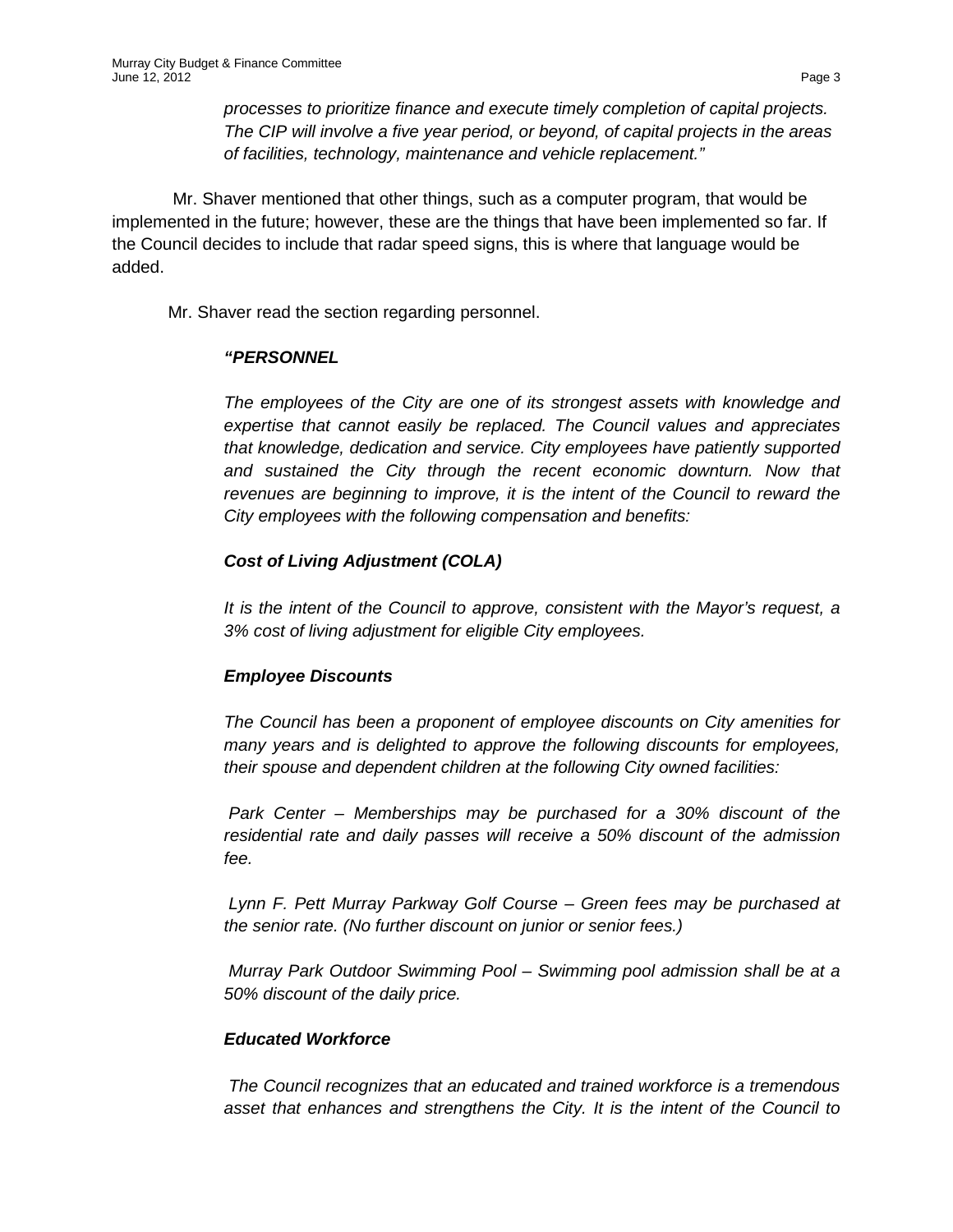*processes to prioritize finance and execute timely completion of capital projects. The CIP will involve a five year period, or beyond, of capital projects in the areas of facilities, technology, maintenance and vehicle replacement."*

Mr. Shaver mentioned that other things, such as a computer program, that would be implemented in the future; however, these are the things that have been implemented so far. If the Council decides to include that radar speed signs, this is where that language would be added.

Mr. Shaver read the section regarding personnel.

***"PERSONNEL***

*The employees of the City are one of its strongest assets with knowledge and expertise that cannot easily be replaced. The Council values and appreciates that knowledge, dedication and service. City employees have patiently supported and sustained the City through the recent economic downturn. Now that revenues are beginning to improve, it is the intent of the Council to reward the City employees with the following compensation and benefits:*

***Cost of Living Adjustment (COLA)***

*It is the intent of the Council to approve, consistent with the Mayor's request, a 3% cost of living adjustment for eligible City employees.*

***Employee Discounts***

*The Council has been a proponent of employee discounts on City amenities for many years and is delighted to approve the following discounts for employees, their spouse and dependent children at the following City owned facilities:*

*Park Center – Memberships may be purchased for a 30% discount of the residential rate and daily passes will receive a 50% discount of the admission fee.*

*Lynn F. Pett Murray Parkway Golf Course – Green fees may be purchased at the senior rate. (No further discount on junior or senior fees.)*

*Murray Park Outdoor Swimming Pool – Swimming pool admission shall be at a 50% discount of the daily price.*

***Educated Workforce***

*The Council recognizes that an educated and trained workforce is a tremendous asset that enhances and strengthens the City. It is the intent of the Council to*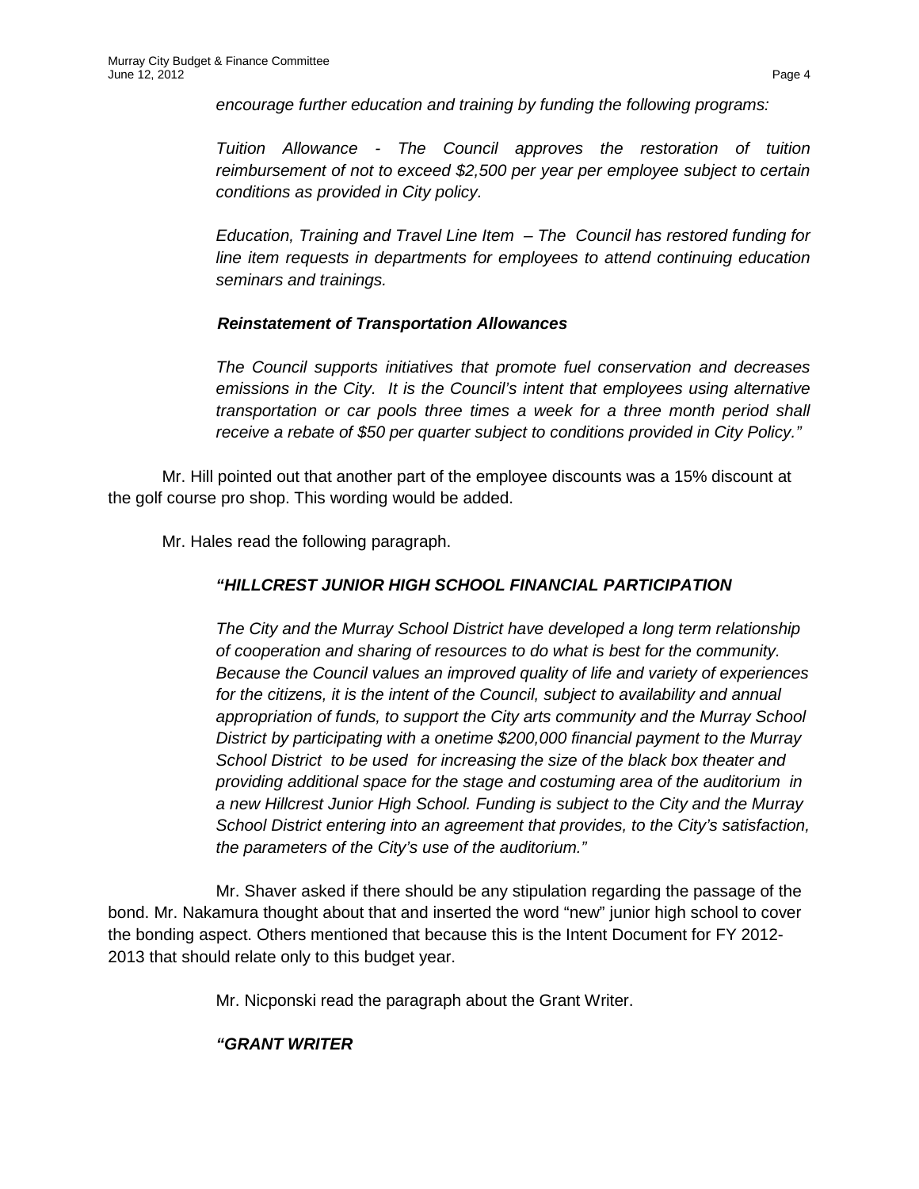*encourage further education and training by funding the following programs:*

*Tuition Allowance - The Council approves the restoration of tuition reimbursement of not to exceed $2,500 per year per employee subject to certain conditions as provided in City policy.*

*Education, Training and Travel Line Item – The Council has restored funding for line item requests in departments for employees to attend continuing education seminars and trainings.*

***Reinstatement of Transportation Allowances***

*The Council supports initiatives that promote fuel conservation and decreases emissions in the City. It is the Council's intent that employees using alternative transportation or car pools three times a week for a three month period shall receive a rebate of $50 per quarter subject to conditions provided in City Policy."*

Mr. Hill pointed out that another part of the employee discounts was a 15% discount at the golf course pro shop. This wording would be added.

Mr. Hales read the following paragraph.

***"HILLCREST JUNIOR HIGH SCHOOL FINANCIAL PARTICIPATION***

*The City and the Murray School District have developed a long term relationship of cooperation and sharing of resources to do what is best for the community. Because the Council values an improved quality of life and variety of experiences for the citizens, it is the intent of the Council, subject to availability and annual appropriation of funds, to support the City arts community and the Murray School District by participating with a onetime $200,000 financial payment to the Murray School District to be used for increasing the size of the black box theater and providing additional space for the stage and costuming area of the auditorium in a new Hillcrest Junior High School. Funding is subject to the City and the Murray School District entering into an agreement that provides, to the City's satisfaction, the parameters of the City's use of the auditorium."*

Mr. Shaver asked if there should be any stipulation regarding the passage of the bond. Mr. Nakamura thought about that and inserted the word "new" junior high school to cover the bonding aspect. Others mentioned that because this is the Intent Document for FY 2012-2013 that should relate only to this budget year.

Mr. Nicponski read the paragraph about the Grant Writer.

***"GRANT WRITER***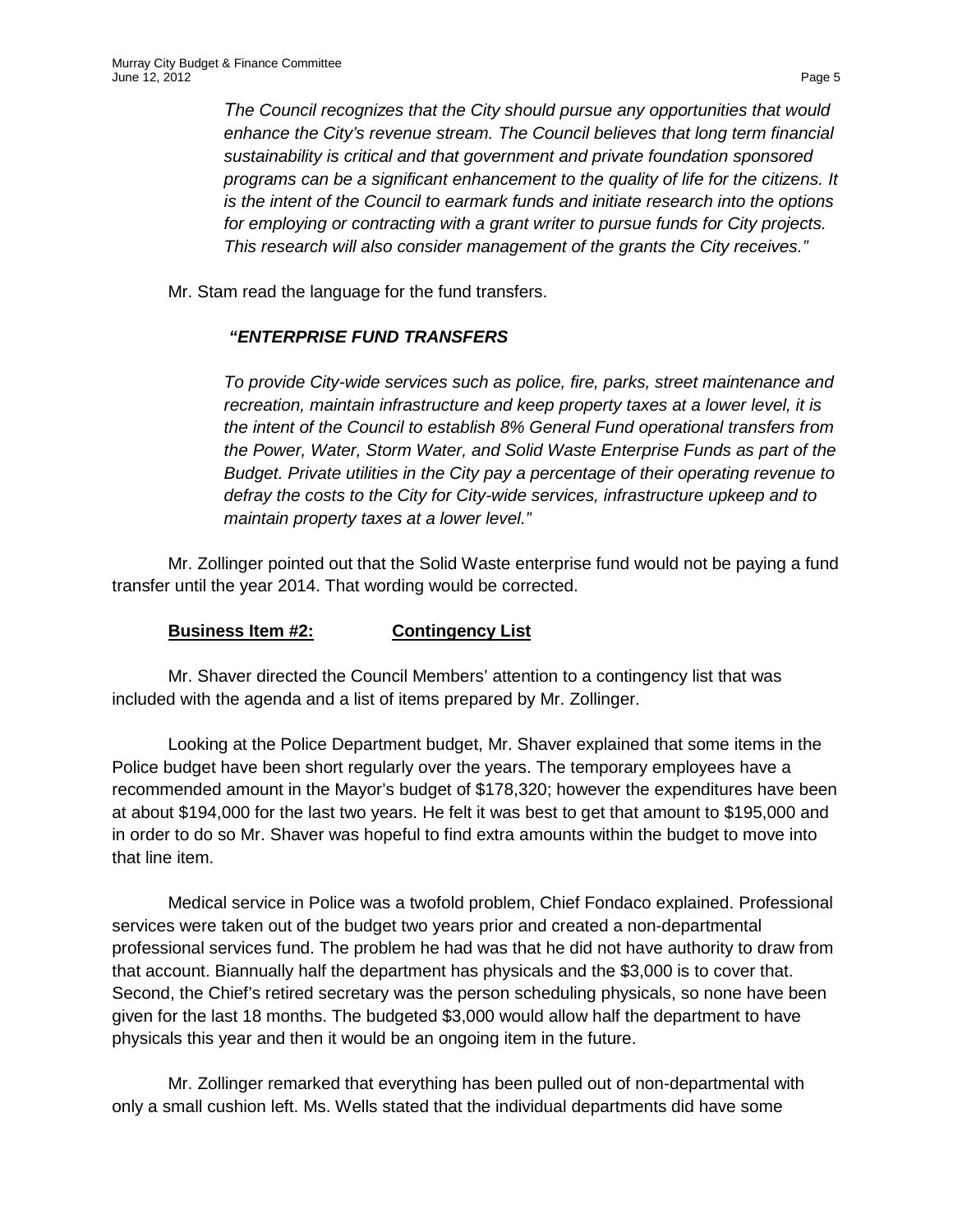*The Council recognizes that the City should pursue any opportunities that would enhance the City's revenue stream. The Council believes that long term financial sustainability is critical and that government and private foundation sponsored programs can be a significant enhancement to the quality of life for the citizens. It is the intent of the Council to earmark funds and initiate research into the options for employing or contracting with a grant writer to pursue funds for City projects. This research will also consider management of the grants the City receives."*

Mr. Stam read the language for the fund transfers.

***"ENTERPRISE FUND TRANSFERS***

*To provide City-wide services such as police, fire, parks, street maintenance and recreation, maintain infrastructure and keep property taxes at a lower level, it is the intent of the Council to establish 8% General Fund operational transfers from the Power, Water, Storm Water, and Solid Waste Enterprise Funds as part of the Budget. Private utilities in the City pay a percentage of their operating revenue to defray the costs to the City for City-wide services, infrastructure upkeep and to maintain property taxes at a lower level."*

Mr. Zollinger pointed out that the Solid Waste enterprise fund would not be paying a fund transfer until the year 2014. That wording would be corrected.

**Business Item #2: Contingency List**

Mr. Shaver directed the Council Members' attention to a contingency list that was included with the agenda and a list of items prepared by Mr. Zollinger.

Looking at the Police Department budget, Mr. Shaver explained that some items in the Police budget have been short regularly over the years. The temporary employees have a recommended amount in the Mayor's budget of $178,320; however the expenditures have been at about $194,000 for the last two years. He felt it was best to get that amount to $195,000 and in order to do so Mr. Shaver was hopeful to find extra amounts within the budget to move into that line item.

Medical service in Police was a twofold problem, Chief Fondaco explained. Professional services were taken out of the budget two years prior and created a non-departmental professional services fund. The problem he had was that he did not have authority to draw from that account. Biannually half the department has physicals and the $3,000 is to cover that. Second, the Chief's retired secretary was the person scheduling physicals, so none have been given for the last 18 months. The budgeted $3,000 would allow half the department to have physicals this year and then it would be an ongoing item in the future.

Mr. Zollinger remarked that everything has been pulled out of non-departmental with only a small cushion left. Ms. Wells stated that the individual departments did have some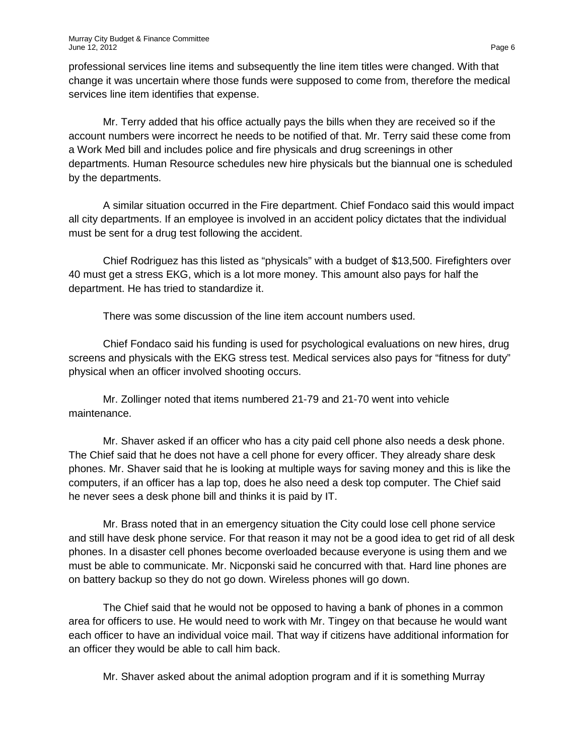professional services line items and subsequently the line item titles were changed. With that change it was uncertain where those funds were supposed to come from, therefore the medical services line item identifies that expense.

Mr. Terry added that his office actually pays the bills when they are received so if the account numbers were incorrect he needs to be notified of that. Mr. Terry said these come from a Work Med bill and includes police and fire physicals and drug screenings in other departments. Human Resource schedules new hire physicals but the biannual one is scheduled by the departments.

A similar situation occurred in the Fire department. Chief Fondaco said this would impact all city departments. If an employee is involved in an accident policy dictates that the individual must be sent for a drug test following the accident.

Chief Rodriguez has this listed as "physicals" with a budget of $13,500. Firefighters over 40 must get a stress EKG, which is a lot more money. This amount also pays for half the department. He has tried to standardize it.

There was some discussion of the line item account numbers used.

Chief Fondaco said his funding is used for psychological evaluations on new hires, drug screens and physicals with the EKG stress test. Medical services also pays for "fitness for duty" physical when an officer involved shooting occurs.

Mr. Zollinger noted that items numbered 21-79 and 21-70 went into vehicle maintenance.

Mr. Shaver asked if an officer who has a city paid cell phone also needs a desk phone. The Chief said that he does not have a cell phone for every officer. They already share desk phones. Mr. Shaver said that he is looking at multiple ways for saving money and this is like the computers, if an officer has a lap top, does he also need a desk top computer. The Chief said he never sees a desk phone bill and thinks it is paid by IT.

Mr. Brass noted that in an emergency situation the City could lose cell phone service and still have desk phone service. For that reason it may not be a good idea to get rid of all desk phones. In a disaster cell phones become overloaded because everyone is using them and we must be able to communicate. Mr. Nicponski said he concurred with that. Hard line phones are on battery backup so they do not go down. Wireless phones will go down.

The Chief said that he would not be opposed to having a bank of phones in a common area for officers to use. He would need to work with Mr. Tingey on that because he would want each officer to have an individual voice mail. That way if citizens have additional information for an officer they would be able to call him back.

Mr. Shaver asked about the animal adoption program and if it is something Murray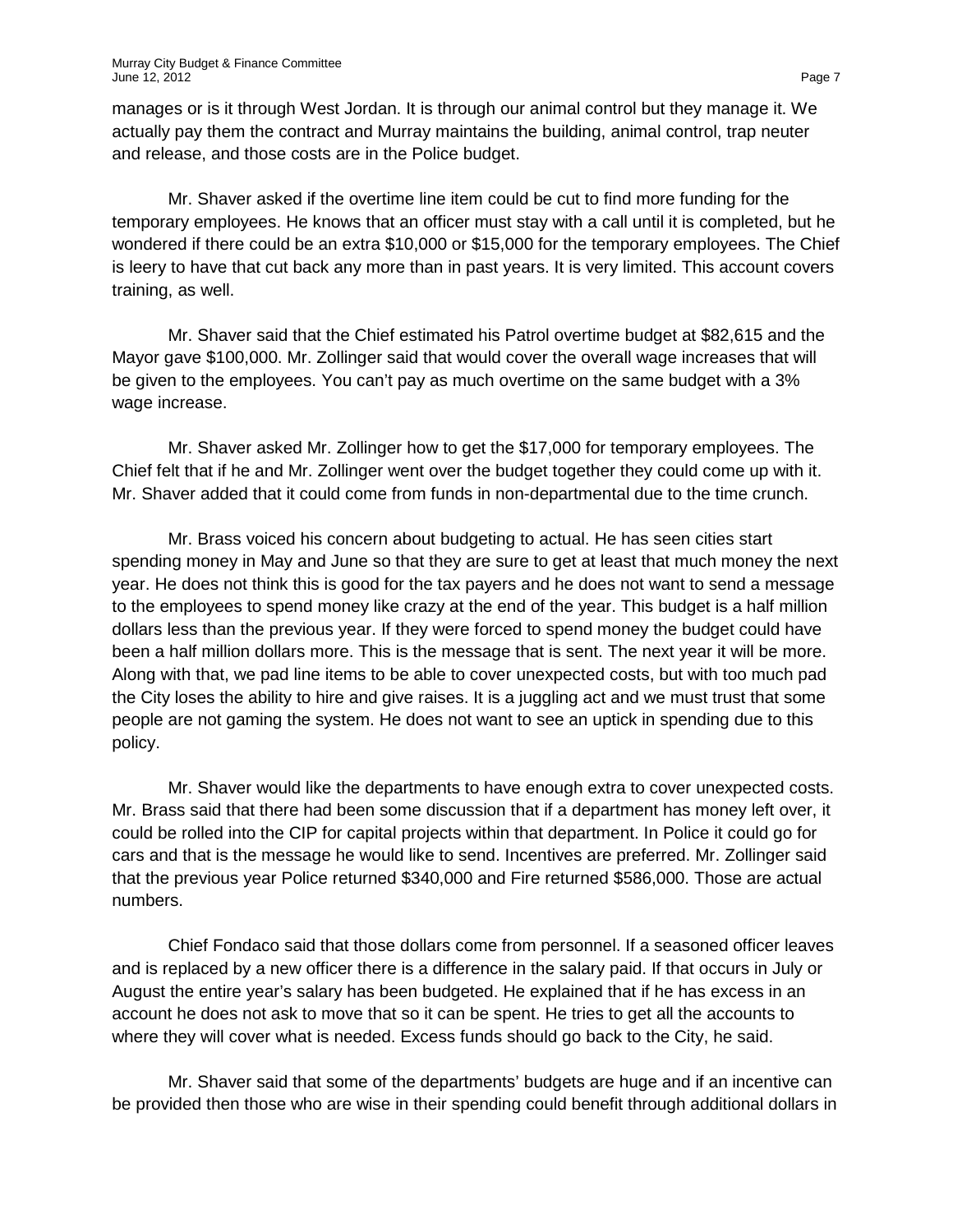manages or is it through West Jordan. It is through our animal control but they manage it. We actually pay them the contract and Murray maintains the building, animal control, trap neuter and release, and those costs are in the Police budget.

Mr. Shaver asked if the overtime line item could be cut to find more funding for the temporary employees. He knows that an officer must stay with a call until it is completed, but he wondered if there could be an extra $10,000 or $15,000 for the temporary employees. The Chief is leery to have that cut back any more than in past years. It is very limited. This account covers training, as well.

Mr. Shaver said that the Chief estimated his Patrol overtime budget at $82,615 and the Mayor gave $100,000. Mr. Zollinger said that would cover the overall wage increases that will be given to the employees. You can't pay as much overtime on the same budget with a 3% wage increase.

Mr. Shaver asked Mr. Zollinger how to get the $17,000 for temporary employees. The Chief felt that if he and Mr. Zollinger went over the budget together they could come up with it. Mr. Shaver added that it could come from funds in non-departmental due to the time crunch.

Mr. Brass voiced his concern about budgeting to actual. He has seen cities start spending money in May and June so that they are sure to get at least that much money the next year. He does not think this is good for the tax payers and he does not want to send a message to the employees to spend money like crazy at the end of the year. This budget is a half million dollars less than the previous year. If they were forced to spend money the budget could have been a half million dollars more. This is the message that is sent. The next year it will be more. Along with that, we pad line items to be able to cover unexpected costs, but with too much pad the City loses the ability to hire and give raises. It is a juggling act and we must trust that some people are not gaming the system. He does not want to see an uptick in spending due to this policy.

Mr. Shaver would like the departments to have enough extra to cover unexpected costs. Mr. Brass said that there had been some discussion that if a department has money left over, it could be rolled into the CIP for capital projects within that department. In Police it could go for cars and that is the message he would like to send. Incentives are preferred. Mr. Zollinger said that the previous year Police returned $340,000 and Fire returned $586,000. Those are actual numbers.

Chief Fondaco said that those dollars come from personnel. If a seasoned officer leaves and is replaced by a new officer there is a difference in the salary paid. If that occurs in July or August the entire year's salary has been budgeted. He explained that if he has excess in an account he does not ask to move that so it can be spent. He tries to get all the accounts to where they will cover what is needed. Excess funds should go back to the City, he said.

Mr. Shaver said that some of the departments' budgets are huge and if an incentive can be provided then those who are wise in their spending could benefit through additional dollars in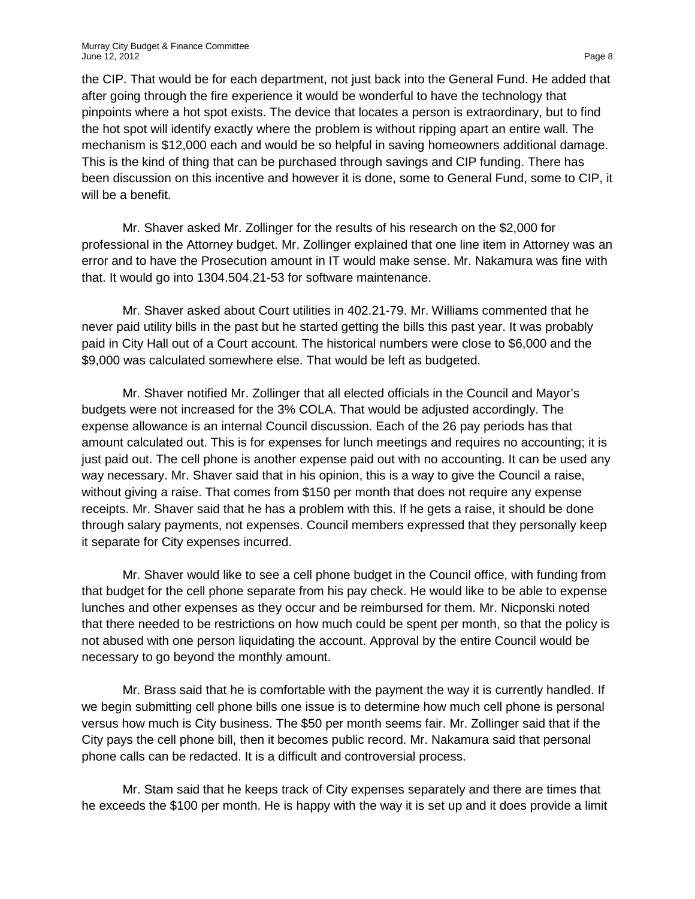the CIP. That would be for each department, not just back into the General Fund. He added that after going through the fire experience it would be wonderful to have the technology that pinpoints where a hot spot exists. The device that locates a person is extraordinary, but to find the hot spot will identify exactly where the problem is without ripping apart an entire wall. The mechanism is $12,000 each and would be so helpful in saving homeowners additional damage. This is the kind of thing that can be purchased through savings and CIP funding. There has been discussion on this incentive and however it is done, some to General Fund, some to CIP, it will be a benefit.

Mr. Shaver asked Mr. Zollinger for the results of his research on the $2,000 for professional in the Attorney budget. Mr. Zollinger explained that one line item in Attorney was an error and to have the Prosecution amount in IT would make sense. Mr. Nakamura was fine with that. It would go into 1304.504.21-53 for software maintenance.

Mr. Shaver asked about Court utilities in 402.21-79. Mr. Williams commented that he never paid utility bills in the past but he started getting the bills this past year. It was probably paid in City Hall out of a Court account. The historical numbers were close to $6,000 and the $9,000 was calculated somewhere else. That would be left as budgeted.

Mr. Shaver notified Mr. Zollinger that all elected officials in the Council and Mayor's budgets were not increased for the 3% COLA. That would be adjusted accordingly. The expense allowance is an internal Council discussion. Each of the 26 pay periods has that amount calculated out. This is for expenses for lunch meetings and requires no accounting; it is just paid out. The cell phone is another expense paid out with no accounting. It can be used any way necessary. Mr. Shaver said that in his opinion, this is a way to give the Council a raise, without giving a raise. That comes from $150 per month that does not require any expense receipts. Mr. Shaver said that he has a problem with this. If he gets a raise, it should be done through salary payments, not expenses. Council members expressed that they personally keep it separate for City expenses incurred.

Mr. Shaver would like to see a cell phone budget in the Council office, with funding from that budget for the cell phone separate from his pay check. He would like to be able to expense lunches and other expenses as they occur and be reimbursed for them. Mr. Nicponski noted that there needed to be restrictions on how much could be spent per month, so that the policy is not abused with one person liquidating the account. Approval by the entire Council would be necessary to go beyond the monthly amount.

Mr. Brass said that he is comfortable with the payment the way it is currently handled. If we begin submitting cell phone bills one issue is to determine how much cell phone is personal versus how much is City business. The $50 per month seems fair. Mr. Zollinger said that if the City pays the cell phone bill, then it becomes public record. Mr. Nakamura said that personal phone calls can be redacted. It is a difficult and controversial process.

Mr. Stam said that he keeps track of City expenses separately and there are times that he exceeds the $100 per month. He is happy with the way it is set up and it does provide a limit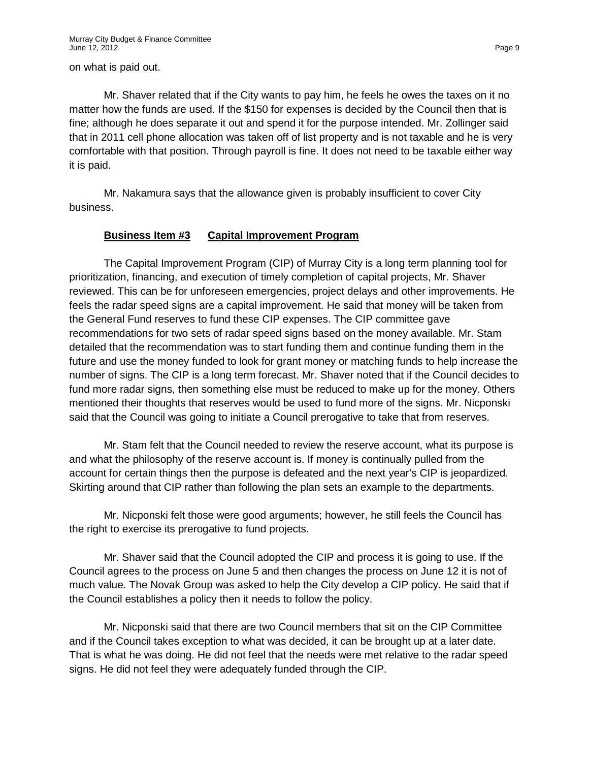on what is paid out.

Mr. Shaver related that if the City wants to pay him, he feels he owes the taxes on it no matter how the funds are used. If the $150 for expenses is decided by the Council then that is fine; although he does separate it out and spend it for the purpose intended. Mr. Zollinger said that in 2011 cell phone allocation was taken off of list property and is not taxable and he is very comfortable with that position. Through payroll is fine. It does not need to be taxable either way it is paid.

Mr. Nakamura says that the allowance given is probably insufficient to cover City business.

**Business Item #3 Capital Improvement Program**

The Capital Improvement Program (CIP) of Murray City is a long term planning tool for prioritization, financing, and execution of timely completion of capital projects, Mr. Shaver reviewed. This can be for unforeseen emergencies, project delays and other improvements. He feels the radar speed signs are a capital improvement. He said that money will be taken from the General Fund reserves to fund these CIP expenses. The CIP committee gave recommendations for two sets of radar speed signs based on the money available. Mr. Stam detailed that the recommendation was to start funding them and continue funding them in the future and use the money funded to look for grant money or matching funds to help increase the number of signs. The CIP is a long term forecast. Mr. Shaver noted that if the Council decides to fund more radar signs, then something else must be reduced to make up for the money. Others mentioned their thoughts that reserves would be used to fund more of the signs. Mr. Nicponski said that the Council was going to initiate a Council prerogative to take that from reserves.

Mr. Stam felt that the Council needed to review the reserve account, what its purpose is and what the philosophy of the reserve account is. If money is continually pulled from the account for certain things then the purpose is defeated and the next year's CIP is jeopardized. Skirting around that CIP rather than following the plan sets an example to the departments.

Mr. Nicponski felt those were good arguments; however, he still feels the Council has the right to exercise its prerogative to fund projects.

Mr. Shaver said that the Council adopted the CIP and process it is going to use. If the Council agrees to the process on June 5 and then changes the process on June 12 it is not of much value. The Novak Group was asked to help the City develop a CIP policy. He said that if the Council establishes a policy then it needs to follow the policy.

Mr. Nicponski said that there are two Council members that sit on the CIP Committee and if the Council takes exception to what was decided, it can be brought up at a later date. That is what he was doing. He did not feel that the needs were met relative to the radar speed signs. He did not feel they were adequately funded through the CIP.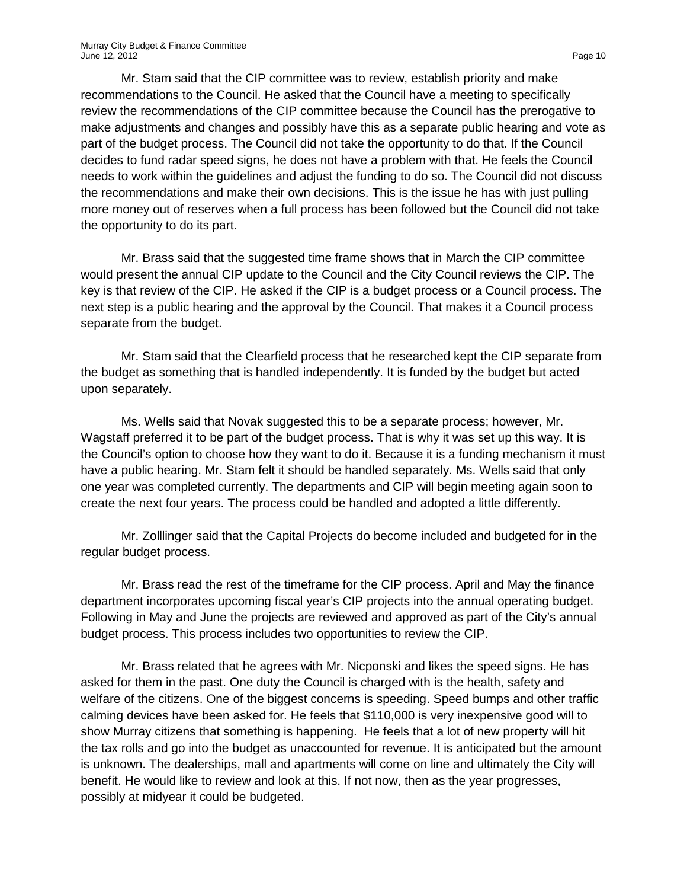Mr. Stam said that the CIP committee was to review, establish priority and make recommendations to the Council. He asked that the Council have a meeting to specifically review the recommendations of the CIP committee because the Council has the prerogative to make adjustments and changes and possibly have this as a separate public hearing and vote as part of the budget process. The Council did not take the opportunity to do that. If the Council decides to fund radar speed signs, he does not have a problem with that. He feels the Council needs to work within the guidelines and adjust the funding to do so. The Council did not discuss the recommendations and make their own decisions. This is the issue he has with just pulling more money out of reserves when a full process has been followed but the Council did not take the opportunity to do its part.

Mr. Brass said that the suggested time frame shows that in March the CIP committee would present the annual CIP update to the Council and the City Council reviews the CIP. The key is that review of the CIP. He asked if the CIP is a budget process or a Council process. The next step is a public hearing and the approval by the Council. That makes it a Council process separate from the budget.

Mr. Stam said that the Clearfield process that he researched kept the CIP separate from the budget as something that is handled independently. It is funded by the budget but acted upon separately.

Ms. Wells said that Novak suggested this to be a separate process; however, Mr. Wagstaff preferred it to be part of the budget process. That is why it was set up this way. It is the Council's option to choose how they want to do it. Because it is a funding mechanism it must have a public hearing. Mr. Stam felt it should be handled separately. Ms. Wells said that only one year was completed currently. The departments and CIP will begin meeting again soon to create the next four years. The process could be handled and adopted a little differently.

Mr. Zolllinger said that the Capital Projects do become included and budgeted for in the regular budget process.

Mr. Brass read the rest of the timeframe for the CIP process. April and May the finance department incorporates upcoming fiscal year's CIP projects into the annual operating budget. Following in May and June the projects are reviewed and approved as part of the City's annual budget process. This process includes two opportunities to review the CIP.

Mr. Brass related that he agrees with Mr. Nicponski and likes the speed signs. He has asked for them in the past. One duty the Council is charged with is the health, safety and welfare of the citizens. One of the biggest concerns is speeding. Speed bumps and other traffic calming devices have been asked for. He feels that $110,000 is very inexpensive good will to show Murray citizens that something is happening. He feels that a lot of new property will hit the tax rolls and go into the budget as unaccounted for revenue. It is anticipated but the amount is unknown. The dealerships, mall and apartments will come on line and ultimately the City will benefit. He would like to review and look at this. If not now, then as the year progresses, possibly at midyear it could be budgeted.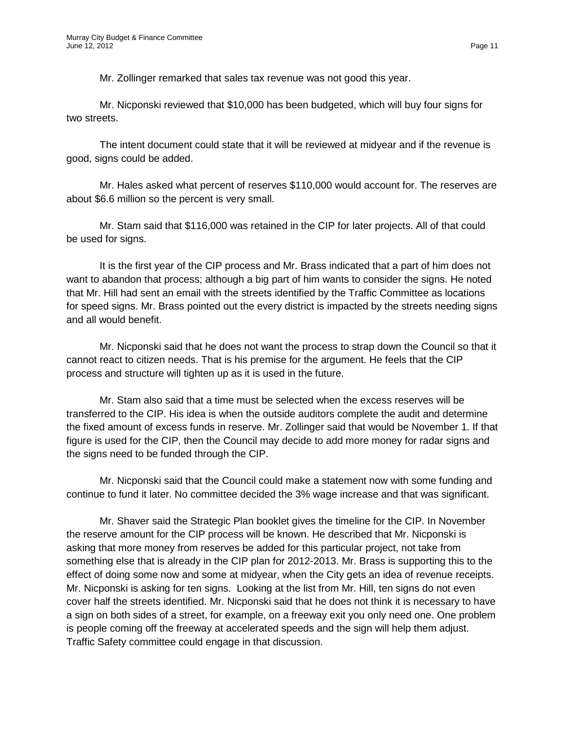Mr. Zollinger remarked that sales tax revenue was not good this year.

Mr. Nicponski reviewed that $10,000 has been budgeted, which will buy four signs for two streets.

The intent document could state that it will be reviewed at midyear and if the revenue is good, signs could be added.

Mr. Hales asked what percent of reserves $110,000 would account for. The reserves are about $6.6 million so the percent is very small.

Mr. Stam said that $116,000 was retained in the CIP for later projects. All of that could be used for signs.

It is the first year of the CIP process and Mr. Brass indicated that a part of him does not want to abandon that process; although a big part of him wants to consider the signs. He noted that Mr. Hill had sent an email with the streets identified by the Traffic Committee as locations for speed signs. Mr. Brass pointed out the every district is impacted by the streets needing signs and all would benefit.

Mr. Nicponski said that he does not want the process to strap down the Council so that it cannot react to citizen needs. That is his premise for the argument. He feels that the CIP process and structure will tighten up as it is used in the future.

Mr. Stam also said that a time must be selected when the excess reserves will be transferred to the CIP. His idea is when the outside auditors complete the audit and determine the fixed amount of excess funds in reserve. Mr. Zollinger said that would be November 1. If that figure is used for the CIP, then the Council may decide to add more money for radar signs and the signs need to be funded through the CIP.

Mr. Nicponski said that the Council could make a statement now with some funding and continue to fund it later. No committee decided the 3% wage increase and that was significant.

Mr. Shaver said the Strategic Plan booklet gives the timeline for the CIP. In November the reserve amount for the CIP process will be known. He described that Mr. Nicponski is asking that more money from reserves be added for this particular project, not take from something else that is already in the CIP plan for 2012-2013. Mr. Brass is supporting this to the effect of doing some now and some at midyear, when the City gets an idea of revenue receipts. Mr. Nicponski is asking for ten signs. Looking at the list from Mr. Hill, ten signs do not even cover half the streets identified. Mr. Nicponski said that he does not think it is necessary to have a sign on both sides of a street, for example, on a freeway exit you only need one. One problem is people coming off the freeway at accelerated speeds and the sign will help them adjust. Traffic Safety committee could engage in that discussion.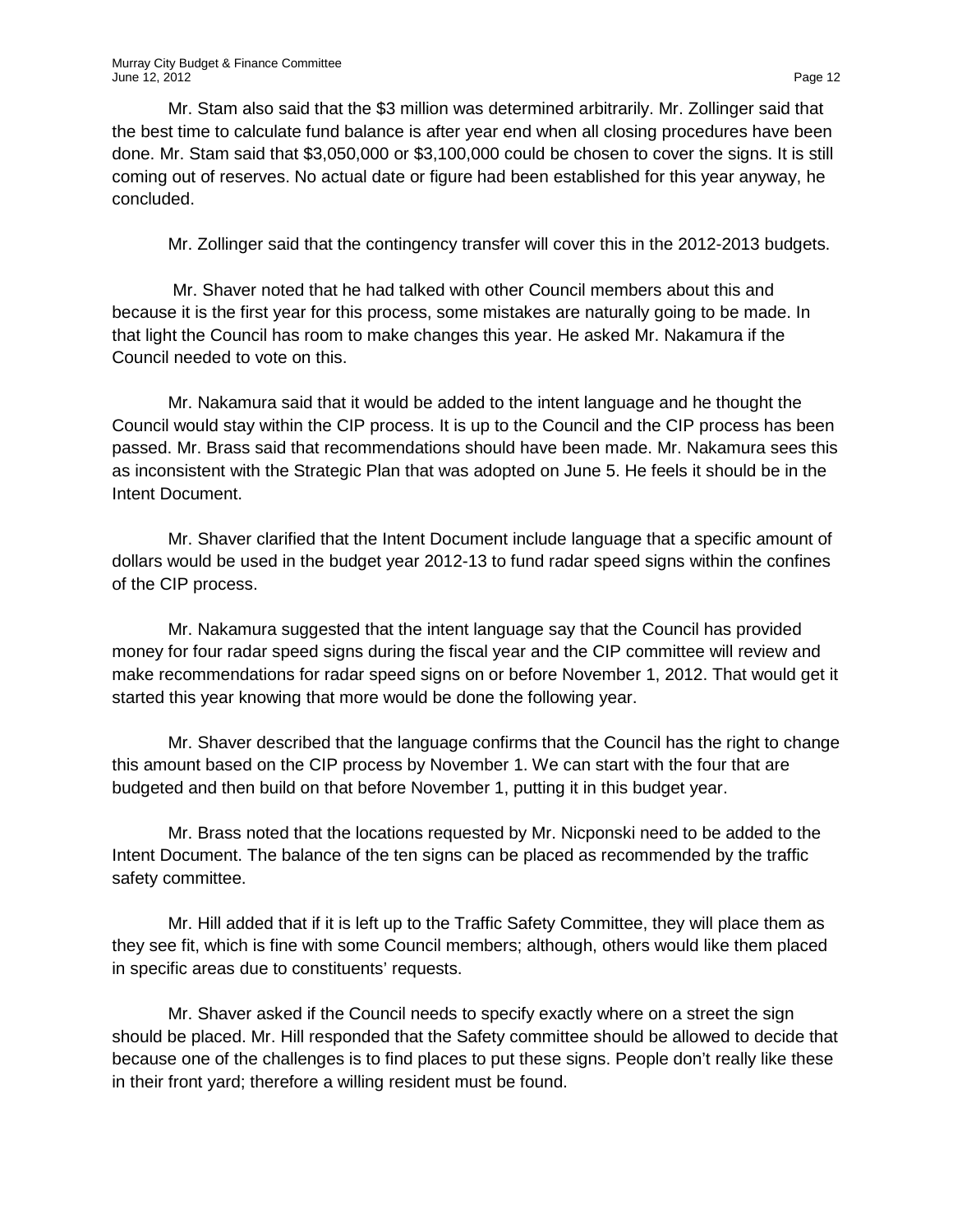Mr. Stam also said that the $3 million was determined arbitrarily. Mr. Zollinger said that the best time to calculate fund balance is after year end when all closing procedures have been done. Mr. Stam said that $3,050,000 or $3,100,000 could be chosen to cover the signs. It is still coming out of reserves. No actual date or figure had been established for this year anyway, he concluded.

Mr. Zollinger said that the contingency transfer will cover this in the 2012-2013 budgets.

Mr. Shaver noted that he had talked with other Council members about this and because it is the first year for this process, some mistakes are naturally going to be made. In that light the Council has room to make changes this year. He asked Mr. Nakamura if the Council needed to vote on this.

Mr. Nakamura said that it would be added to the intent language and he thought the Council would stay within the CIP process. It is up to the Council and the CIP process has been passed. Mr. Brass said that recommendations should have been made. Mr. Nakamura sees this as inconsistent with the Strategic Plan that was adopted on June 5. He feels it should be in the Intent Document.

Mr. Shaver clarified that the Intent Document include language that a specific amount of dollars would be used in the budget year 2012-13 to fund radar speed signs within the confines of the CIP process.

Mr. Nakamura suggested that the intent language say that the Council has provided money for four radar speed signs during the fiscal year and the CIP committee will review and make recommendations for radar speed signs on or before November 1, 2012. That would get it started this year knowing that more would be done the following year.

Mr. Shaver described that the language confirms that the Council has the right to change this amount based on the CIP process by November 1. We can start with the four that are budgeted and then build on that before November 1, putting it in this budget year.

Mr. Brass noted that the locations requested by Mr. Nicponski need to be added to the Intent Document. The balance of the ten signs can be placed as recommended by the traffic safety committee.

Mr. Hill added that if it is left up to the Traffic Safety Committee, they will place them as they see fit, which is fine with some Council members; although, others would like them placed in specific areas due to constituents' requests.

Mr. Shaver asked if the Council needs to specify exactly where on a street the sign should be placed. Mr. Hill responded that the Safety committee should be allowed to decide that because one of the challenges is to find places to put these signs. People don't really like these in their front yard; therefore a willing resident must be found.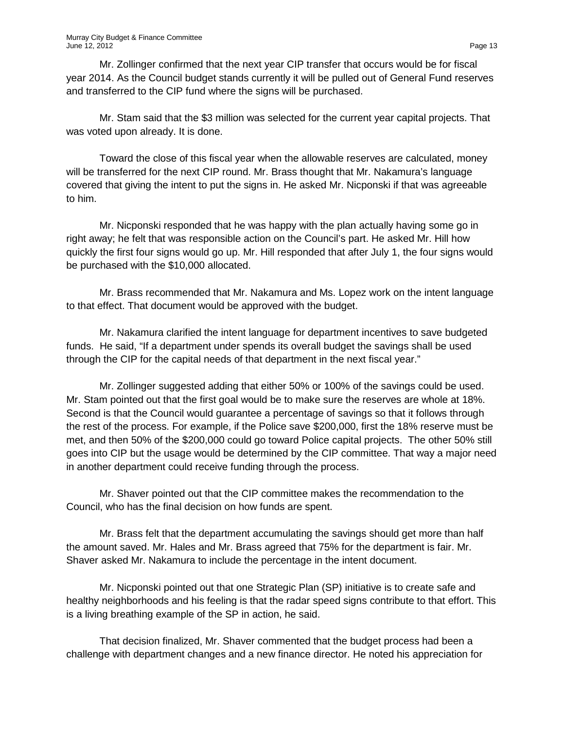Mr. Zollinger confirmed that the next year CIP transfer that occurs would be for fiscal year 2014. As the Council budget stands currently it will be pulled out of General Fund reserves and transferred to the CIP fund where the signs will be purchased.

Mr. Stam said that the $3 million was selected for the current year capital projects. That was voted upon already. It is done.

Toward the close of this fiscal year when the allowable reserves are calculated, money will be transferred for the next CIP round. Mr. Brass thought that Mr. Nakamura's language covered that giving the intent to put the signs in. He asked Mr. Nicponski if that was agreeable to him.

Mr. Nicponski responded that he was happy with the plan actually having some go in right away; he felt that was responsible action on the Council's part. He asked Mr. Hill how quickly the first four signs would go up. Mr. Hill responded that after July 1, the four signs would be purchased with the $10,000 allocated.

Mr. Brass recommended that Mr. Nakamura and Ms. Lopez work on the intent language to that effect. That document would be approved with the budget.

Mr. Nakamura clarified the intent language for department incentives to save budgeted funds. He said, "If a department under spends its overall budget the savings shall be used through the CIP for the capital needs of that department in the next fiscal year."

Mr. Zollinger suggested adding that either 50% or 100% of the savings could be used. Mr. Stam pointed out that the first goal would be to make sure the reserves are whole at 18%. Second is that the Council would guarantee a percentage of savings so that it follows through the rest of the process. For example, if the Police save $200,000, first the 18% reserve must be met, and then 50% of the $200,000 could go toward Police capital projects. The other 50% still goes into CIP but the usage would be determined by the CIP committee. That way a major need in another department could receive funding through the process.

Mr. Shaver pointed out that the CIP committee makes the recommendation to the Council, who has the final decision on how funds are spent.

Mr. Brass felt that the department accumulating the savings should get more than half the amount saved. Mr. Hales and Mr. Brass agreed that 75% for the department is fair. Mr. Shaver asked Mr. Nakamura to include the percentage in the intent document.

Mr. Nicponski pointed out that one Strategic Plan (SP) initiative is to create safe and healthy neighborhoods and his feeling is that the radar speed signs contribute to that effort. This is a living breathing example of the SP in action, he said.

That decision finalized, Mr. Shaver commented that the budget process had been a challenge with department changes and a new finance director. He noted his appreciation for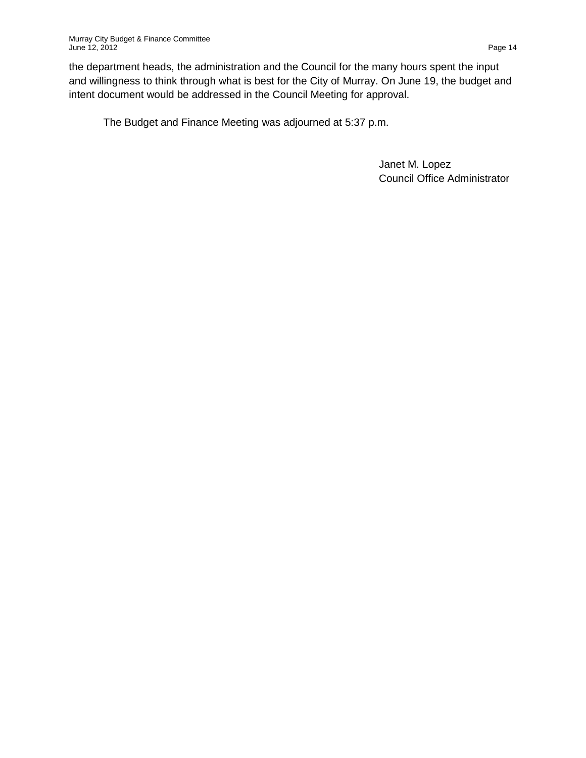the department heads, the administration and the Council for the many hours spent the input and willingness to think through what is best for the City of Murray. On June 19, the budget and intent document would be addressed in the Council Meeting for approval.

The Budget and Finance Meeting was adjourned at 5:37 p.m.

Janet M. Lopez
Council Office Administrator